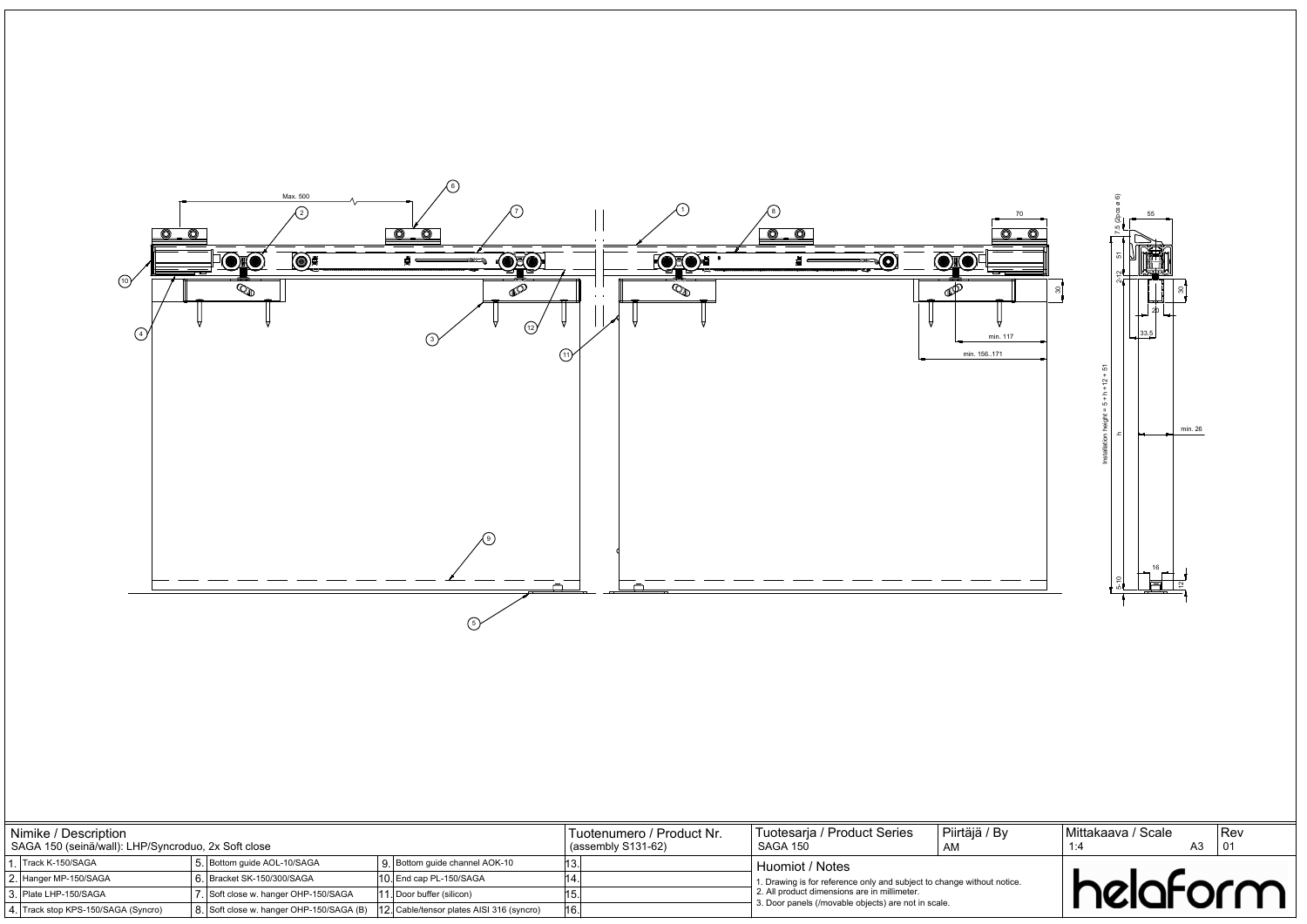Max. 500

70

55

7.5 (2pcs ø 6)

51

2-12

30

30

20

33.5

min. 117

min. 156..171

Installation height = 5 + h + 12 + 51

h

min. 26

16

5-10

12

| Nimike / Description | | | | Tuotenumero / Product Nr. | Tuotesarja / Product Series | Piirtäjä / By | Mittakaava / Scale | Rev |
|---|---|---|---|---|---|---|---|---|
| SAGA 150 (seinä/wall): LHP/Syncroduo, 2x Soft close | | | | (assembly S131-62) | SAGA 150 | AM | 1:4 A3 | 01 |

| | | | |
|---|---|---|---|
| 1. Track K-150/SAGA | 5. Bottom guide AOL-10/SAGA | 9. Bottom guide channel AOK-10 | 13. |
| 2. Hanger MP-150/SAGA | 6. Bracket SK-150/300/SAGA | 10. End cap PL-150/SAGA | 14. |
| 3. Plate LHP-150/SAGA | 7. Soft close w. hanger OHP-150/SAGA | 11. Door buffer (silicon) | 15. |
| 4. Track stop KPS-150/SAGA (Syncro) | 8. Soft close w. hanger OHP-150/SAGA (B) | 12. Cable/tensor plates AISI 316 (syncro) | 16. |

Huomiot / Notes

1. Drawing is for reference only and subject to change without notice.
2. All product dimensions are in millimeter.
3. Door panels (/movable objects) are not in scale.

helaform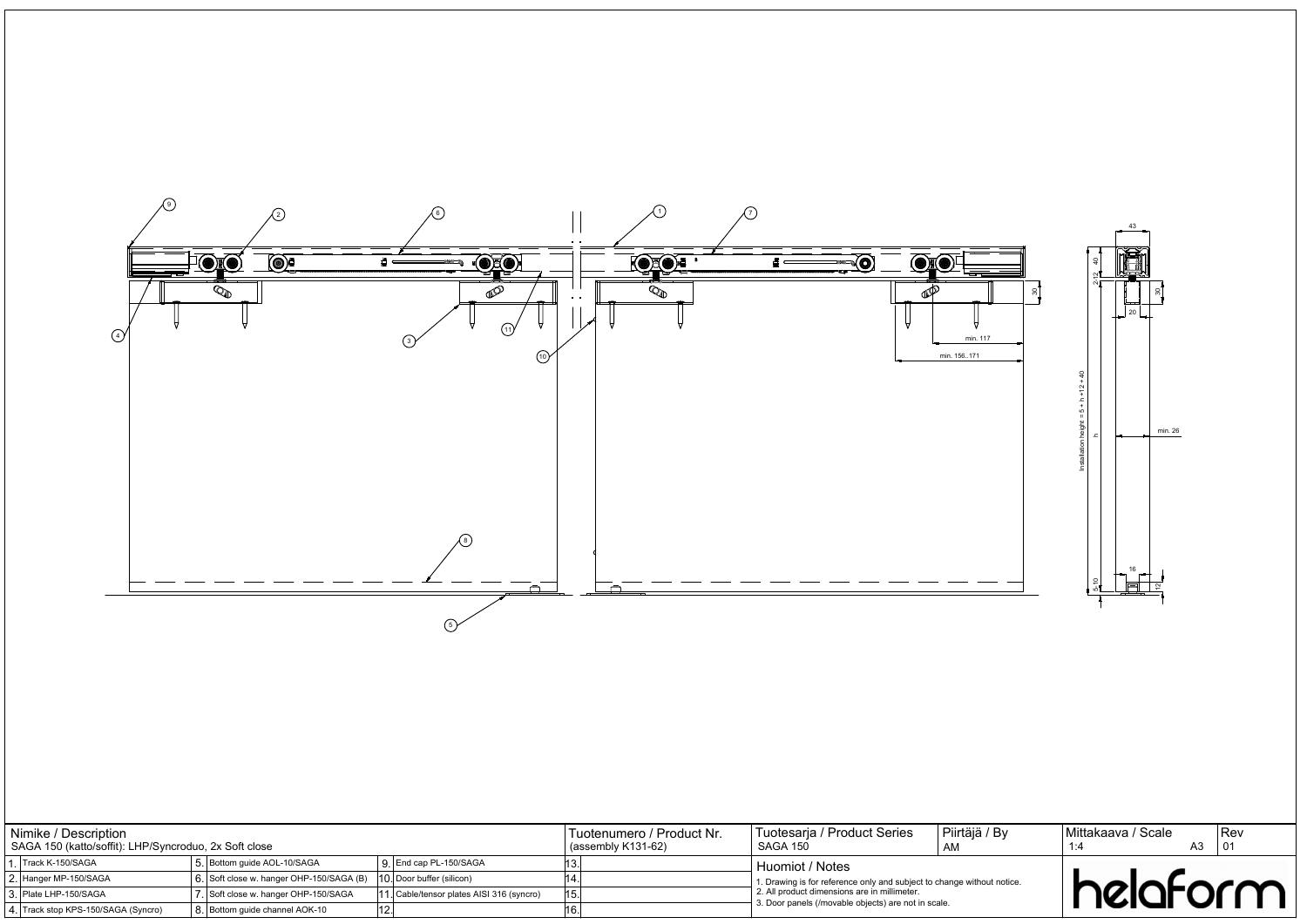1
2
3
4
5
6
7
8
9
10
11

min. 117

min. 156..171

30

43

40

2-12

30

20

Installation height = 5 + h +12 + 40

h

min. 26

16

5-10

12

| Nimike / Description | | | | | | Tuotenumero / Product Nr. | | Tuotesarja / Product Series | Piirtäjä / By | Mittakaava / Scale | Rev |
|---|---|---|---|---|---|---|---|---|---|---|---|
| SAGA 150 (katto/soffit): LHP/Syncroduo, 2x Soft close | | | | | | (assembly K131-62) | | SAGA 150 | AM | 1:4 A3 | 01 |
| 1. | Track K-150/SAGA | 5. | Bottom guide AOL-10/SAGA | 9. | End cap PL-150/SAGA | 13. | | Huomiot / Notes | | helaform | |
| 2. | Hanger MP-150/SAGA | 6. | Soft close w. hanger OHP-150/SAGA (B) | 10. | Door buffer (silicon) | 14. | | 1. Drawing is for reference only and subject to change without notice. | | | |
| 3. | Plate LHP-150/SAGA | 7. | Soft close w. hanger OHP-150/SAGA | 11. | Cable/tensor plates AISI 316 (syncro) | 15. | | 2. All product dimensions are in millimeter. | | | |
| 4. | Track stop KPS-150/SAGA (Syncro) | 8. | Bottom guide channel AOK-10 | 12. | | 16. | | 3. Door panels (/movable objects) are not in scale. | | | |